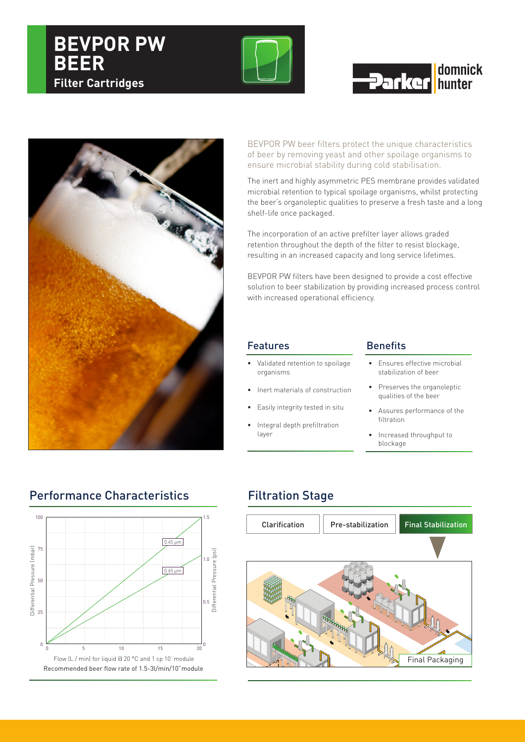# BEVPOR PW BEER

## Filter Cartridges

BEVPOR PW beer filters protect the unique characteristics of beer by removing yeast and other spoilage organisms to ensure microbial stability during cold stabilisation.

The inert and highly asymmetric PES membrane provides validated microbial retention to typical spoilage organisms, whilst protecting the beer's organoleptic qualities to preserve a fresh taste and a long shelf-life once packaged.

The incorporation of an active prefilter layer allows graded retention throughout the depth of the filter to resist blockage, resulting in an increased capacity and long service lifetimes.

BEVPOR PW filters have been designed to provide a cost effective solution to beer stabilization by providing increased process control with increased operational efficiency.

### Features

- Validated retention to spoilage organisms
- Inert materials of construction
- Easily integrity tested in situ
- Integral depth prefiltration layer

### Benefits

- Ensures effective microbial stabilization of beer
- Preserves the organoleptic qualities of the beer
- Assures performance of the filtration
- Increased throughput to blockage

## Performance Characteristics

Flow (L / min) for liquid @ 20 °C and 1 cp 10" module

Recommended beer flow rate of 1.5-3l/min/10" module

## Filtration Stage

Clarification | Pre-stabilization | **Final Stabilization**

Final Packaging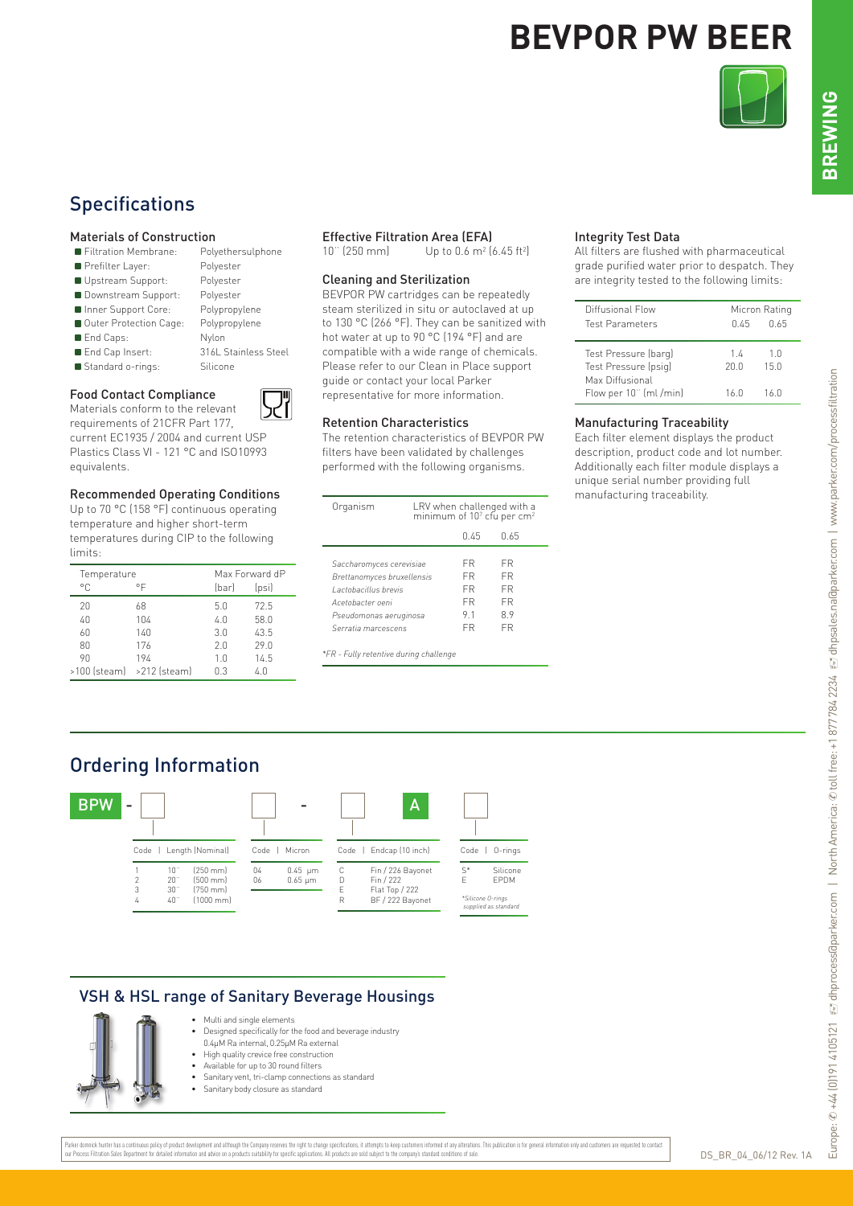# BEVPOR PW BEER

BREWING

## Specifications

### Materials of Construction

- Filtration Membrane: Polyethersulphone
- Prefilter Layer: Polyester
- Upstream Support: Polyester
- Downstream Support: Polyester
- Inner Support Core: Polypropylene
- Outer Protection Cage: Polypropylene
- End Caps: Nylon
- End Cap Insert: 316L Stainless Steel
- Standard o-rings: Silicone

### Food Contact Compliance

Materials conform to the relevant requirements of 21CFR Part 177, current EC1935 / 2004 and current USP Plastics Class VI - 121 °C and ISO10993 equivalents.

### Recommended Operating Conditions

Up to 70 °C (158 °F) continuous operating temperature and higher short-term temperatures during CIP to the following limits:

| Temperature | | Max Forward dP | |
|---|---|---|---|
| °C | °F | (bar) | (psi) |
| 20 | 68 | 5.0 | 72.5 |
| 40 | 104 | 4.0 | 58.0 |
| 60 | 140 | 3.0 | 43.5 |
| 80 | 176 | 2.0 | 29.0 |
| 90 | 194 | 1.0 | 14.5 |
| >100 (steam) | >212 (steam) | 0.3 | 4.0 |

### Effective Filtration Area (EFA)

10" (250 mm) Up to 0.6 m² (6.45 ft²)

### Cleaning and Sterilization

BEVPOR PW cartridges can be repeatedly steam sterilized in situ or autoclaved at up to 130 °C (266 °F). They can be sanitized with hot water at up to 90 °C (194 °F) and are compatible with a wide range of chemicals. Please refer to our Clean in Place support guide or contact your local Parker representative for more information.

### Retention Characteristics

The retention characteristics of BEVPOR PW filters have been validated by challenges performed with the following organisms.

| Organism | LRV when challenged with a minimum of $10^7$ cfu per cm² | |
|---|---|---|
| | 0.45 | 0.65 |
| *Saccharomyces cerevisiae* | FR | FR |
| *Brettanomyces bruxellensis* | FR | FR |
| *Lactobacillus brevis* | FR | FR |
| *Acetobacter oeni* | FR | FR |
| *Pseudomonas aeruginosa* | 9.1 | 8.9 |
| *Serratia marcescens* | FR | FR |

*\*FR - Fully retentive during challenge*

### Integrity Test Data

All filters are flushed with pharmaceutical grade purified water prior to despatch. They are integrity tested to the following limits:

| Diffusional Flow Test Parameters | Micron Rating | |
|---|---|---|
| | 0.45 | 0.65 |
| Test Pressure (barg) | 1.4 | 1.0 |
| Test Pressure (psig) | 20.0 | 15.0 |
| Max Diffusional Flow per 10" (ml /min) | 16.0 | 16.0 |

### Manufacturing Traceability

Each filter element displays the product description, product code and lot number. Additionally each filter module displays a unique serial number providing full manufacturing traceability.

## Ordering Information

BPW - [ ] [ ] - [ ] A [ ]

| Code | Length (Nominal) | |
|---|---|---|
| 1 | 10" | (250 mm) |
| 2 | 20" | (500 mm) |
| 3 | 30" | (750 mm) |
| 4 | 40" | (1000 mm) |

| Code | Micron |
|---|---|
| 04 | 0.45 µm |
| 06 | 0.65 µm |

| Code | Endcap (10 inch) |
|---|---|
| C | Fin / 226 Bayonet |
| D | Fin / 222 |
| E | Flat Top / 222 |
| R | BF / 222 Bayonet |

| Code | O-rings |
|---|---|
| S* | Silicone |
| E | EPDM |

*\*Silicone O-rings supplied as standard*

## VSH & HSL range of Sanitary Beverage Housings

- Multi and single elements
- Designed specifically for the food and beverage industry 0.4µM Ra internal, 0.25µM Ra external
- High quality crevice free construction
- Available for up to 30 round filters
- Sanitary vent, tri-clamp connections as standard
- Sanitary body closure as standard

Parker domnick hunter has a continuous policy of product development and although the Company reserves the right to change specifications, it attempts to keep customers informed of any alterations. This publication is for general information only and customers are requested to contact our Process Filtration Sales Department for detailed information and advice on a products suitability for specific applications. All products are sold subject to the company's standard conditions of sale.

DS_BR_04_06/12 Rev. 1A

Europe: ✆ +44 (0)191 4105121 | dhprocess@parker.com | North America: ✆ toll free: +1 877 784 2234 | dhpsales.na@parker.com | www.parker.com/processfiltration